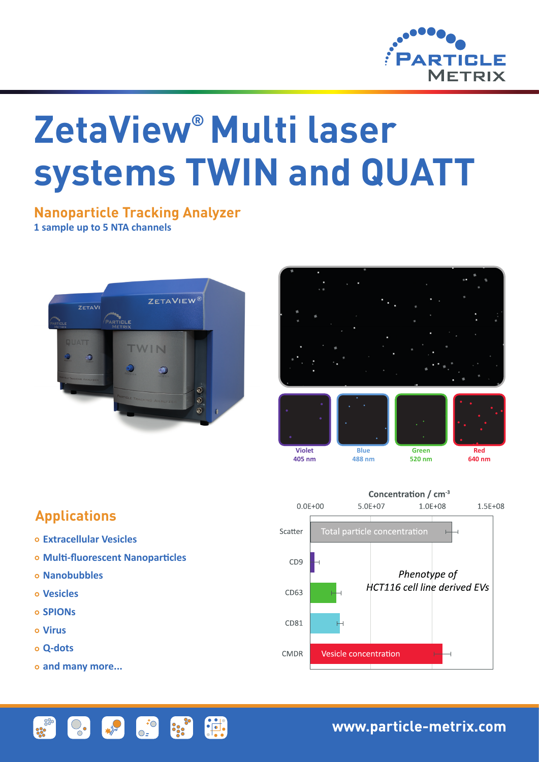# ZetaView® Multi laser systems TWIN and QUATT

## Nanoparticle Tracking Analyzer

**1 sample up to 5 NTA channels**

Violet 405 nm | Blue 488 nm | Green 520 nm | Red 640 nm

Concentration / $cm^{-3}$

0.0E+00 | 5.0E+07 | 1.0E+08 | 1.5E+08

Scatter — Total particle concentration

CD9

CD63

CD81

CMDR — Vesicle concentration

*Phenotype of HCT116 cell line derived EVs*

## Applications

- Extracellular Vesicles
- Multi-fluorescent Nanoparticles
- Nanobubbles
- Vesicles
- SPIONs
- Virus
- Q-dots
- and many more...

www.particle-metrix.com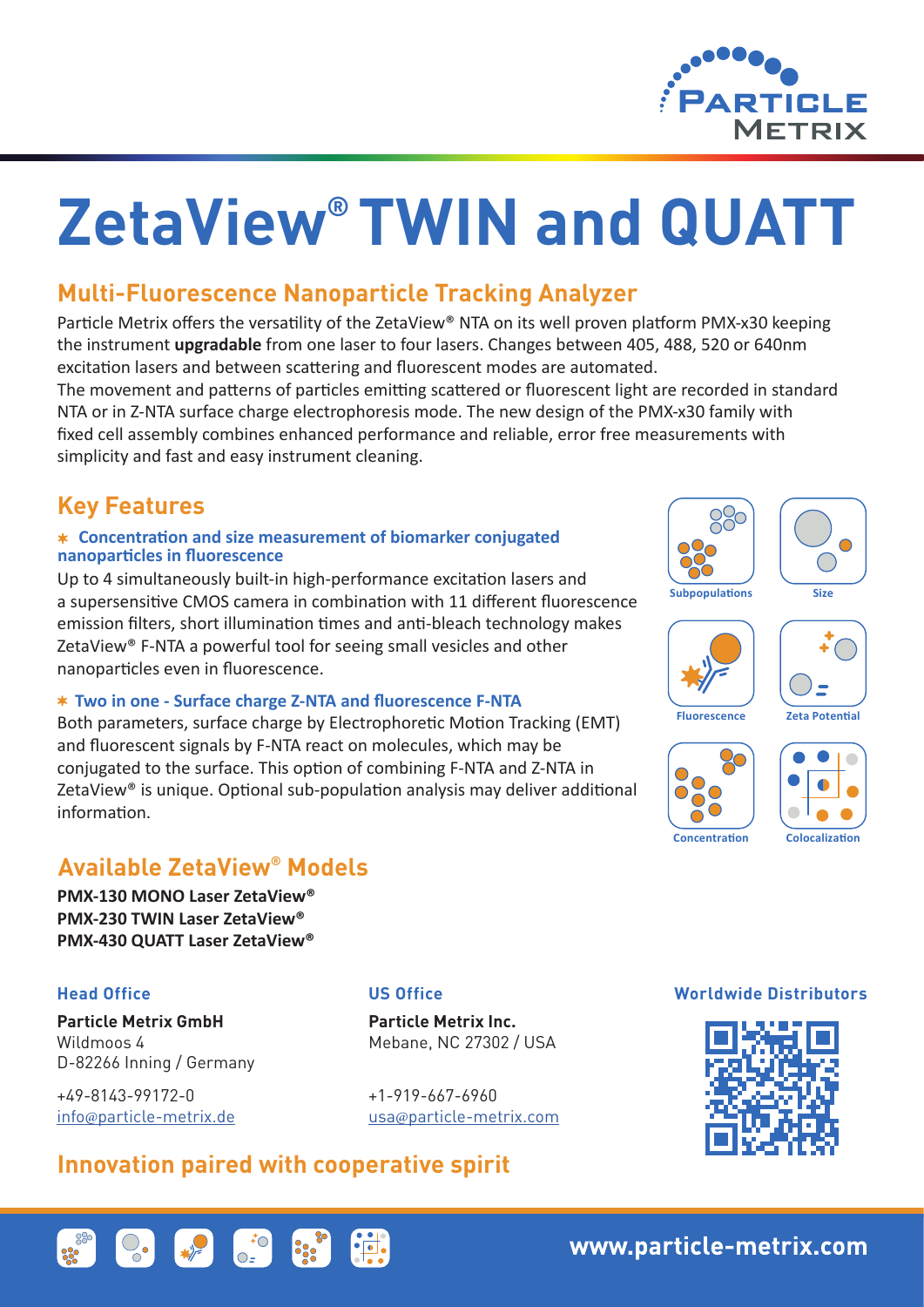# ZetaView® TWIN and QUATT

## Multi-Fluorescence Nanoparticle Tracking Analyzer

Particle Metrix offers the versatility of the ZetaView® NTA on its well proven platform PMX-x30 keeping the instrument **upgradable** from one laser to four lasers. Changes between 405, 488, 520 or 640nm excitation lasers and between scattering and fluorescent modes are automated.
The movement and patterns of particles emitting scattered or fluorescent light are recorded in standard NTA or in Z-NTA surface charge electrophoresis mode. The new design of the PMX-x30 family with fixed cell assembly combines enhanced performance and reliable, error free measurements with simplicity and fast and easy instrument cleaning.

## Key Features

### * Concentration and size measurement of biomarker conjugated nanoparticles in fluorescence

Up to 4 simultaneously built-in high-performance excitation lasers and a supersensitive CMOS camera in combination with 11 different fluorescence emission filters, short illumination times and anti-bleach technology makes ZetaView® F-NTA a powerful tool for seeing small vesicles and other nanoparticles even in fluorescence.

### * Two in one - Surface charge Z-NTA and fluorescence F-NTA

Both parameters, surface charge by Electrophoretic Motion Tracking (EMT) and fluorescent signals by F-NTA react on molecules, which may be conjugated to the surface. This option of combining F-NTA and Z-NTA in ZetaView® is unique. Optional sub-population analysis may deliver additional information.

Subpopulations
Size
Fluorescence
Zeta Potential
Concentration
Colocalization

## Available ZetaView® Models

**PMX-130 MONO Laser ZetaView®**
**PMX-230 TWIN Laser ZetaView®**
**PMX-430 QUATT Laser ZetaView®**

### Head Office

**Particle Metrix GmbH**
Wildmoos 4
D-82266 Inning / Germany

+49-8143-99172-0
info@particle-metrix.de

### US Office

**Particle Metrix Inc.**
Mebane, NC 27302 / USA

+1-919-667-6960
usa@particle-metrix.com

### Worldwide Distributors

## Innovation paired with cooperative spirit

www.particle-metrix.com